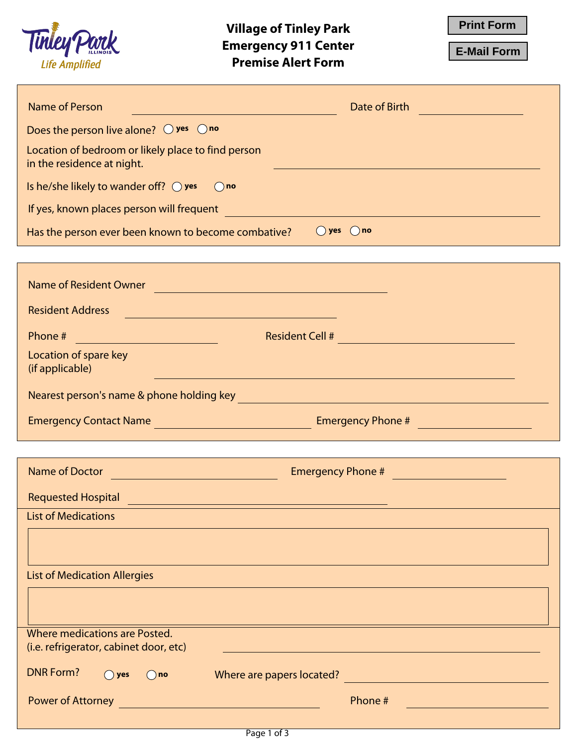Tinley Park ILLINOIS *Life Amplified*

# Village of Tinley Park
# Emergency 911 Center
# Premise Alert Form

Print Form

E-Mail Form

Name of Person ______________________ Date of Birth ______________

Does the person live alone? ◯ yes ◯ no

Location of bedroom or likely place to find person in the residence at night. ______________________

Is he/she likely to wander off? ◯ yes ◯ no

If yes, known places person will frequent ______________________

Has the person ever been known to become combative? ◯ yes ◯ no

---

Name of Resident Owner ______________________

Resident Address ______________________

Phone # ______________ Resident Cell # ______________

Location of spare key (if applicable) ______________________

Nearest person's name & phone holding key ______________________

Emergency Contact Name ______________ Emergency Phone # ______________

---

Name of Doctor ______________ Emergency Phone # ______________

Requested Hospital ______________________

List of Medications

List of Medication Allergies

Where medications are Posted. (i.e. refrigerator, cabinet door, etc) ______________________

DNR Form? ◯ yes ◯ no Where are papers located? ______________

Power of Attorney ______________ Phone # ______________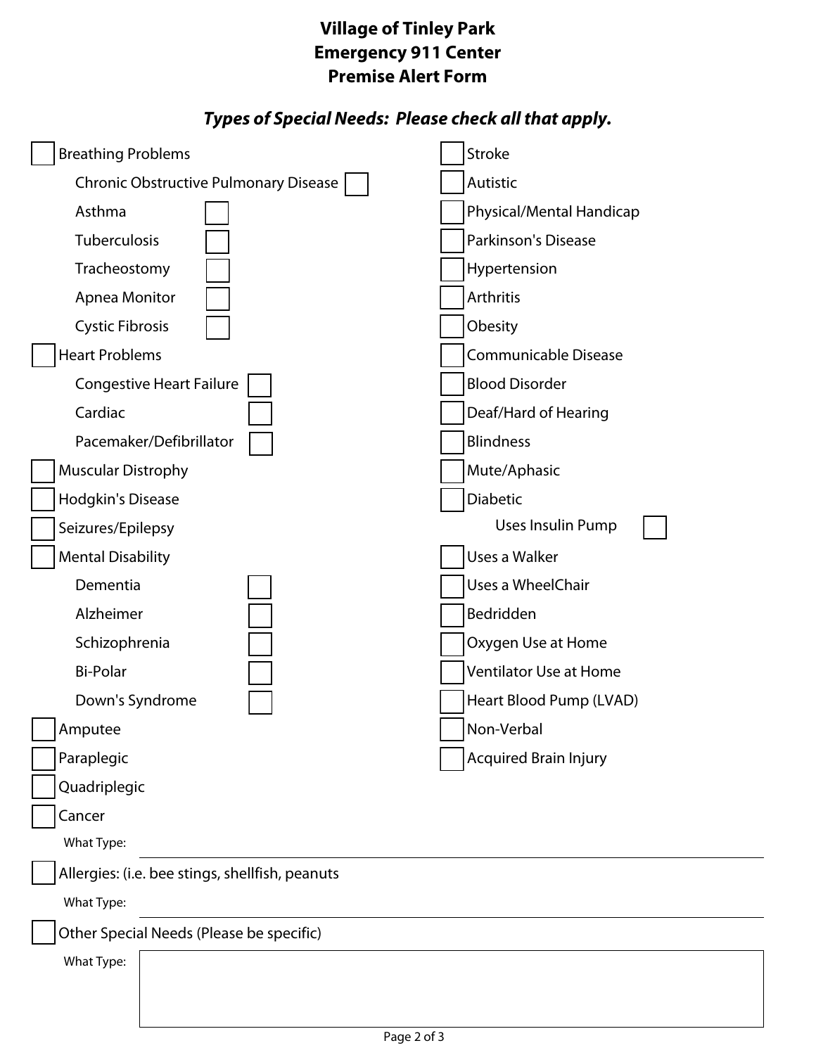# Village of Tinley Park
# Emergency 911 Center
# Premise Alert Form

### *Types of Special Needs: Please check all that apply.*

- [ ] Breathing Problems
  - [ ] Chronic Obstructive Pulmonary Disease
  - [ ] Asthma
  - [ ] Tuberculosis
  - [ ] Tracheostomy
  - [ ] Apnea Monitor
  - [ ] Cystic Fibrosis
- [ ] Heart Problems
  - [ ] Congestive Heart Failure
  - [ ] Cardiac
  - [ ] Pacemaker/Defibrillator
- [ ] Muscular Distrophy
- [ ] Hodgkin's Disease
- [ ] Seizures/Epilepsy
- [ ] Mental Disability
  - [ ] Dementia
  - [ ] Alzheimer
  - [ ] Schizophrenia
  - [ ] Bi-Polar
  - [ ] Down's Syndrome
- [ ] Amputee
- [ ] Paraplegic
- [ ] Quadriplegic
- [ ] Cancer

  What Type: ______________________________

- [ ] Stroke
- [ ] Autistic
- [ ] Physical/Mental Handicap
- [ ] Parkinson's Disease
- [ ] Hypertension
- [ ] Arthritis
- [ ] Obesity
- [ ] Communicable Disease
- [ ] Blood Disorder
- [ ] Deaf/Hard of Hearing
- [ ] Blindness
- [ ] Mute/Aphasic
- [ ] Diabetic
  - [ ] Uses Insulin Pump
- [ ] Uses a Walker
- [ ] Uses a WheelChair
- [ ] Bedridden
- [ ] Oxygen Use at Home
- [ ] Ventilator Use at Home
- [ ] Heart Blood Pump (LVAD)
- [ ] Non-Verbal
- [ ] Acquired Brain Injury

- [ ] Allergies: (i.e. bee stings, shellfish, peanuts

  What Type: ______________________________

- [ ] Other Special Needs (Please be specific)

  What Type: ______________________________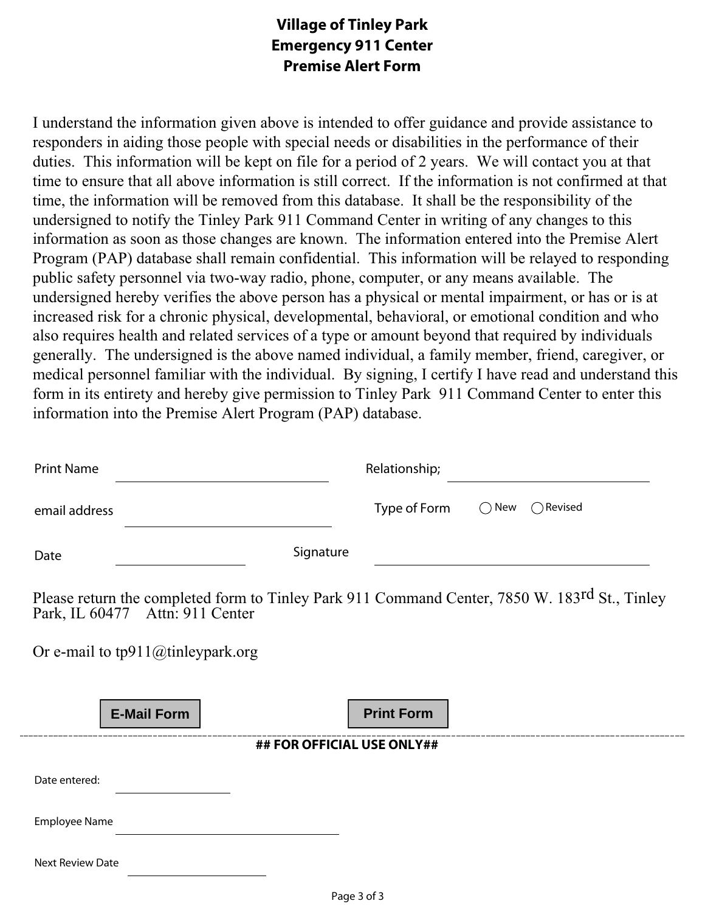**Village of Tinley Park**
**Emergency 911 Center**
**Premise Alert Form**

I understand the information given above is intended to offer guidance and provide assistance to responders in aiding those people with special needs or disabilities in the performance of their duties. This information will be kept on file for a period of 2 years. We will contact you at that time to ensure that all above information is still correct. If the information is not confirmed at that time, the information will be removed from this database. It shall be the responsibility of the undersigned to notify the Tinley Park 911 Command Center in writing of any changes to this information as soon as those changes are known. The information entered into the Premise Alert Program (PAP) database shall remain confidential. This information will be relayed to responding public safety personnel via two-way radio, phone, computer, or any means available. The undersigned hereby verifies the above person has a physical or mental impairment, or has or is at increased risk for a chronic physical, developmental, behavioral, or emotional condition and who also requires health and related services of a type or amount beyond that required by individuals generally. The undersigned is the above named individual, a family member, friend, caregiver, or medical personnel familiar with the individual. By signing, I certify I have read and understand this form in its entirety and hereby give permission to Tinley Park 911 Command Center to enter this information into the Premise Alert Program (PAP) database.

Print Name ____________________ Relationship; ____________________

email address ____________________ Type of Form ◯ New ◯ Revised

Date ______________ Signature ____________________

Please return the completed form to Tinley Park 911 Command Center, 7850 W. 183rd St., Tinley Park, IL 60477 Attn: 911 Center

Or e-mail to tp911@tinleypark.org

E-Mail Form | Print Form

---

**## FOR OFFICIAL USE ONLY##**

Date entered: ______________

Employee Name ____________________

Next Review Date ______________